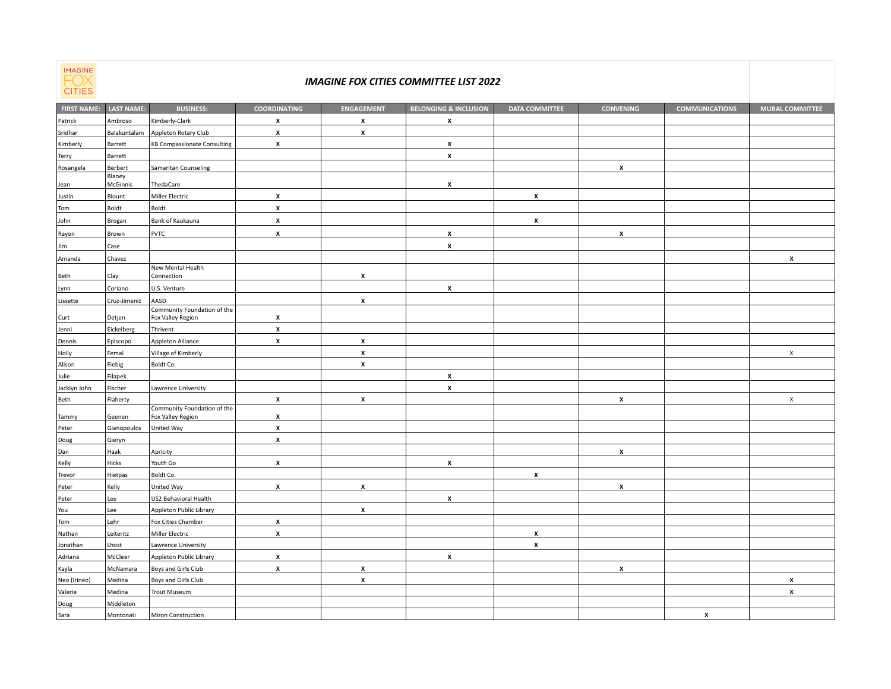IMAGINE FOX CITIES

## *IMAGINE FOX CITIES COMMITTEE LIST 2022*

| FIRST NAME: | LAST NAME: | BUSINESS: | COORDINATING | ENGAGEMENT | BELONGING & INCLUSION | DATA COMMITTEE | CONVENING | COMMUNICATIONS | MURAL COMMITTEE |
|---|---|---|---|---|---|---|---|---|---|
| Patrick | Ambroso | Kimberly-Clark | x | x | x | | | | |
| Sridhar | Balakuntalam | Appleton Rotary Club | x | x | | | | | |
| Kimberly | Barrett | KB Compassionate Consulting | x | | x | | | | |
| Terry | Barrett | | | | x | | | | |
| Rosangela | Berbert | Samaritan Counseling | | | | | x | | |
| Jean | Blaney McGinnis | ThedaCare | | | x | | | | |
| Justin | Blount | Miller Electric | x | | | x | | | |
| Tom | Boldt | Boldt | x | | | | | | |
| John | Brogan | Bank of Kaukauna | x | | | x | | | |
| Rayon | Brown | FVTC | x | | x | | x | | |
| Jim | Case | | | | x | | | | |
| Amanda | Chavez | | | | | | | | x |
| Beth | Clay | New Mental Health Connection | | x | | | | | |
| Lynn | Coriano | U.S. Venture | | | x | | | | |
| Lissette | Cruz-Jimeniz | AASD | | x | | | | | |
| Curt | Detjen | Community Foundation of the Fox Valley Region | x | | | | | | |
| Jenni | Eickelberg | Thrivent | x | | | | | | |
| Dennis | Episcopo | Appleton Alliance | x | x | | | | | |
| Holly | Femal | Village of Kimberly | | x | | | | | x |
| Alison | Fiebig | Boldt Co. | | x | | | | | |
| Julie | Filapek | | | | x | | | | |
| Jacklyn John | Fischer | Lawrence University | | | x | | | | |
| Beth | Flaherty | | x | x | | | x | | x |
| Tammy | Geenen | Community Foundation of the Fox Valley Region | x | | | | | | |
| Peter | Gianopoulos | United Way | x | | | | | | |
| Doug | Gieryn | | x | | | | | | |
| Dan | Haak | Apricity | | | | | x | | |
| Kelly | Hicks | Youth Go | x | | x | | | | |
| Trevor | Hietpas | Boldt Co. | | | | x | | | |
| Peter | Kelly | United Way | x | x | | | x | | |
| Peter | Lee | US2 Behavioral Health | | | x | | | | |
| You | Lee | Appleton Public Library | | x | | | | | |
| Tom | Lehr | Fox Cities Chamber | x | | | | | | |
| Nathan | Leiteritz | Miller Electric | x | | | x | | | |
| Jonathan | Lhost | Lawrence University | | | | x | | | |
| Adriana | McCleer | Appleton Public Library | x | | x | | | | |
| Kayla | McNamara | Boys and Girls Club | x | x | | | x | | |
| Neo (Irineo) | Medina | Boys and Girls Club | | x | | | | | x |
| Valerie | Medina | Trout Museum | | | | | | | x |
| Doug | Middleton | | | | | | | | |
| Sara | Montonati | Miron Construction | | | | | | x | |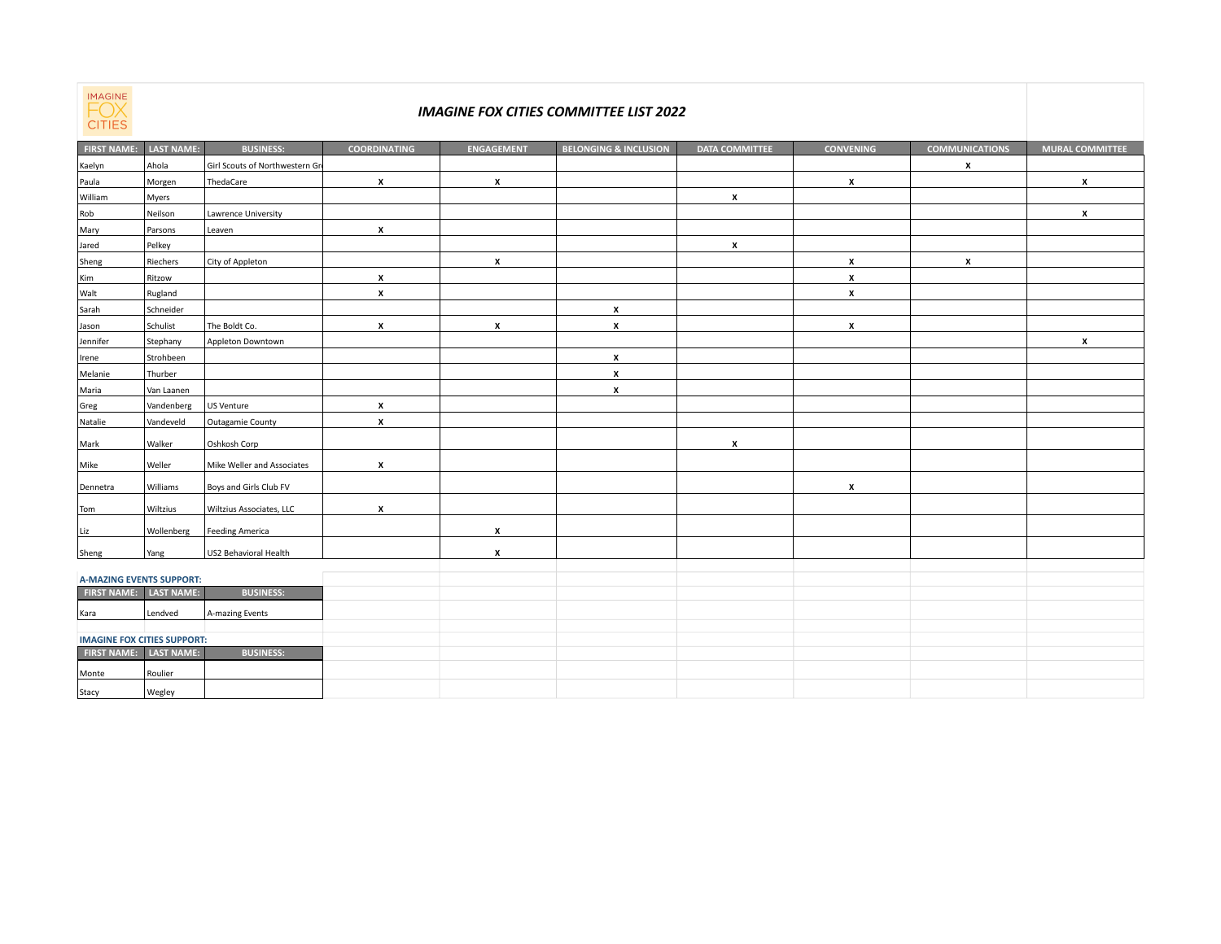## *IMAGINE FOX CITIES COMMITTEE LIST 2022*

| FIRST NAME: | LAST NAME: | BUSINESS: | COORDINATING | ENGAGEMENT | BELONGING & INCLUSION | DATA COMMITTEE | CONVENING | COMMUNICATIONS | MURAL COMMITTEE |
|---|---|---|---|---|---|---|---|---|---|
| Kaelyn | Ahola | Girl Scouts of Northwestern Gr | | | | | | x | |
| Paula | Morgen | ThedaCare | x | x | | | x | | x |
| William | Myers | | | | | x | | | |
| Rob | Neilson | Lawrence University | | | | | | | x |
| Mary | Parsons | Leaven | x | | | | | | |
| Jared | Pelkey | | | | | x | | | |
| Sheng | Riechers | City of Appleton | | x | | | x | x | |
| Kim | Ritzow | | x | | | | x | | |
| Walt | Rugland | | x | | | | x | | |
| Sarah | Schneider | | | | x | | | | |
| Jason | Schulist | The Boldt Co. | x | x | x | | x | | |
| Jennifer | Stephany | Appleton Downtown | | | | | | | x |
| Irene | Strohbeen | | | | x | | | | |
| Melanie | Thurber | | | | x | | | | |
| Maria | Van Laanen | | | | x | | | | |
| Greg | Vandenberg | US Venture | x | | | | | | |
| Natalie | Vandeveld | Outagamie County | x | | | | | | |
| Mark | Walker | Oshkosh Corp | | | | x | | | |
| Mike | Weller | Mike Weller and Associates | x | | | | | | |
| Dennetra | Williams | Boys and Girls Club FV | | | | | x | | |
| Tom | Wiltzius | Wiltzius Associates, LLC | x | | | | | | |
| Liz | Wollenberg | Feeding America | | x | | | | | |
| Sheng | Yang | US2 Behavioral Health | | x | | | | | |

**A-MAZING EVENTS SUPPORT:**

| FIRST NAME: | LAST NAME: | BUSINESS: |
|---|---|---|
| Kara | Lendved | A-mazing Events |

**IMAGINE FOX CITIES SUPPORT:**

| FIRST NAME: | LAST NAME: | BUSINESS: |
|---|---|---|
| Monte | Roulier | |
| Stacy | Wegley | |